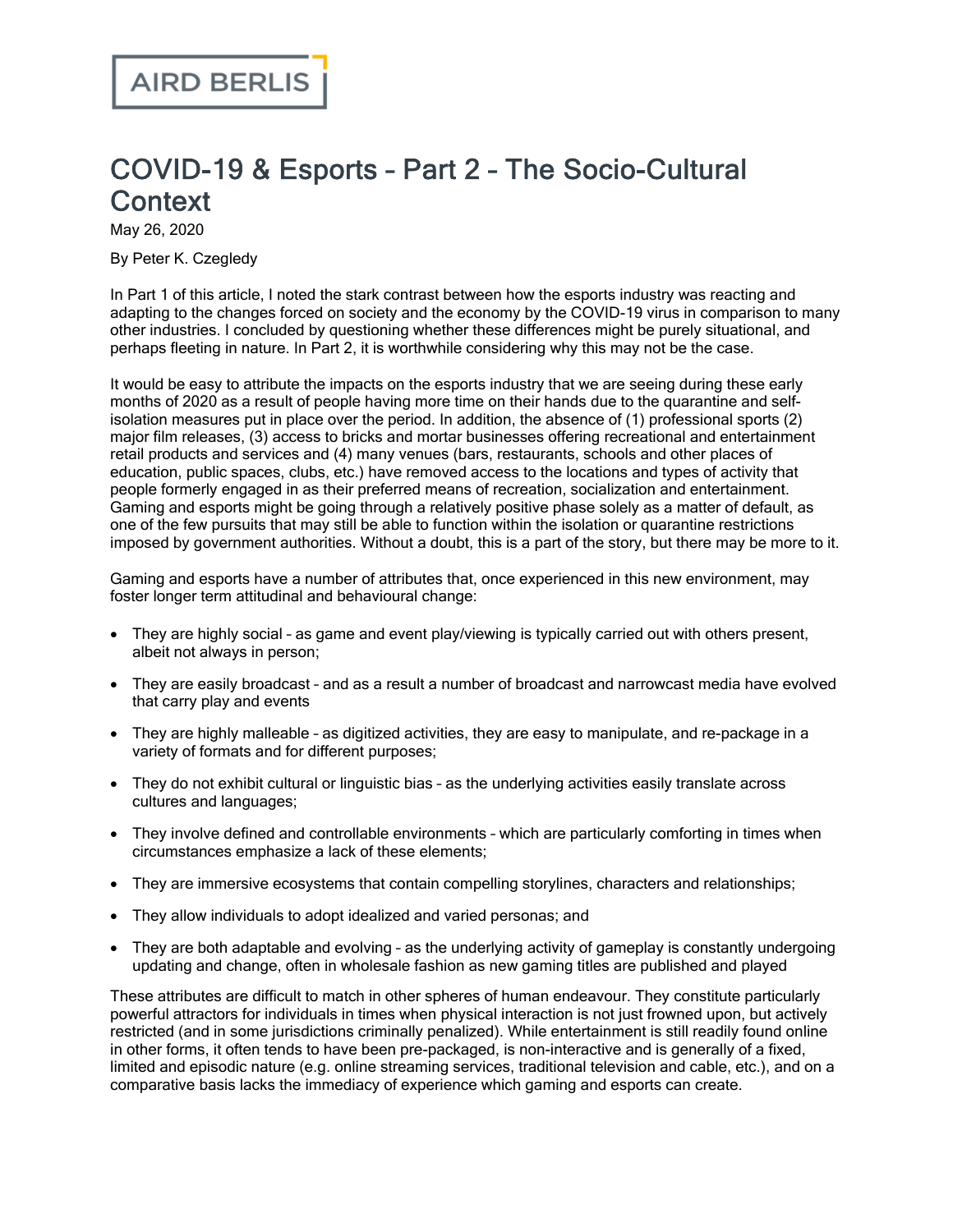AIRD BERLIS

# COVID-19 & Esports – Part 2 – The Socio-Cultural Context

May 26, 2020

By Peter K. Czegledy

In Part 1 of this article, I noted the stark contrast between how the esports industry was reacting and adapting to the changes forced on society and the economy by the COVID-19 virus in comparison to many other industries. I concluded by questioning whether these differences might be purely situational, and perhaps fleeting in nature. In Part 2, it is worthwhile considering why this may not be the case.

It would be easy to attribute the impacts on the esports industry that we are seeing during these early months of 2020 as a result of people having more time on their hands due to the quarantine and self-isolation measures put in place over the period. In addition, the absence of (1) professional sports (2) major film releases, (3) access to bricks and mortar businesses offering recreational and entertainment retail products and services and (4) many venues (bars, restaurants, schools and other places of education, public spaces, clubs, etc.) have removed access to the locations and types of activity that people formerly engaged in as their preferred means of recreation, socialization and entertainment. Gaming and esports might be going through a relatively positive phase solely as a matter of default, as one of the few pursuits that may still be able to function within the isolation or quarantine restrictions imposed by government authorities. Without a doubt, this is a part of the story, but there may be more to it.

Gaming and esports have a number of attributes that, once experienced in this new environment, may foster longer term attitudinal and behavioural change:

- They are highly social – as game and event play/viewing is typically carried out with others present, albeit not always in person;
- They are easily broadcast – and as a result a number of broadcast and narrowcast media have evolved that carry play and events
- They are highly malleable – as digitized activities, they are easy to manipulate, and re-package in a variety of formats and for different purposes;
- They do not exhibit cultural or linguistic bias – as the underlying activities easily translate across cultures and languages;
- They involve defined and controllable environments – which are particularly comforting in times when circumstances emphasize a lack of these elements;
- They are immersive ecosystems that contain compelling storylines, characters and relationships;
- They allow individuals to adopt idealized and varied personas; and
- They are both adaptable and evolving – as the underlying activity of gameplay is constantly undergoing updating and change, often in wholesale fashion as new gaming titles are published and played

These attributes are difficult to match in other spheres of human endeavour. They constitute particularly powerful attractors for individuals in times when physical interaction is not just frowned upon, but actively restricted (and in some jurisdictions criminally penalized). While entertainment is still readily found online in other forms, it often tends to have been pre-packaged, is non-interactive and is generally of a fixed, limited and episodic nature (e.g. online streaming services, traditional television and cable, etc.), and on a comparative basis lacks the immediacy of experience which gaming and esports can create.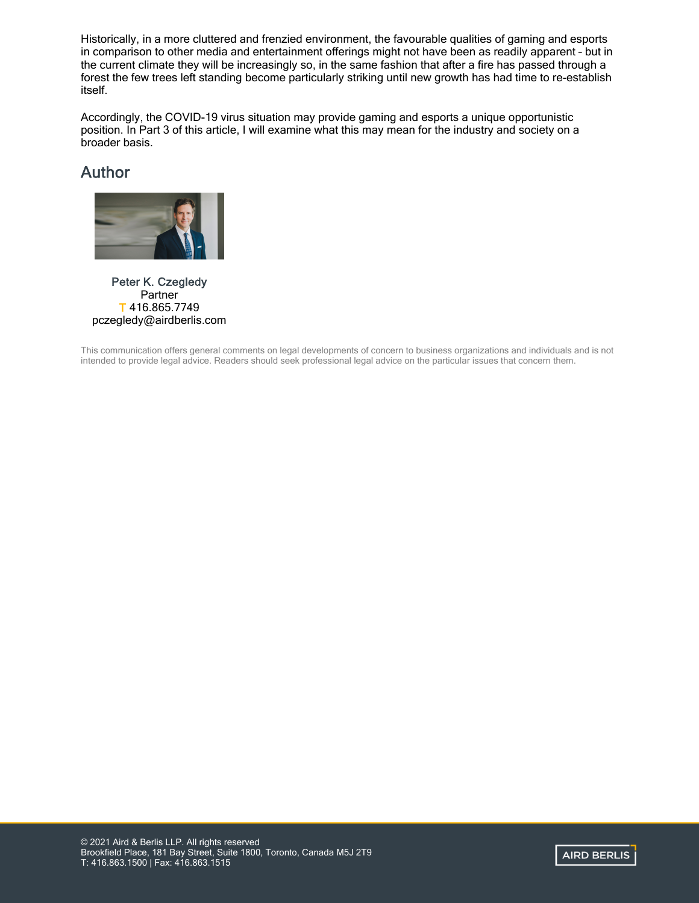Historically, in a more cluttered and frenzied environment, the favourable qualities of gaming and esports in comparison to other media and entertainment offerings might not have been as readily apparent – but in the current climate they will be increasingly so, in the same fashion that after a fire has passed through a forest the few trees left standing become particularly striking until new growth has had time to re-establish itself.

Accordingly, the COVID-19 virus situation may provide gaming and esports a unique opportunistic position. In Part 3 of this article, I will examine what this may mean for the industry and society on a broader basis.

## Author

Peter K. Czegledy
Partner
T 416.865.7749
pczegledy@airdberlis.com

This communication offers general comments on legal developments of concern to business organizations and individuals and is not intended to provide legal advice. Readers should seek professional legal advice on the particular issues that concern them.

© 2021 Aird & Berlis LLP. All rights reserved
Brookfield Place, 181 Bay Street, Suite 1800, Toronto, Canada M5J 2T9
T: 416.863.1500 | Fax: 416.863.1515

AIRD BERLIS